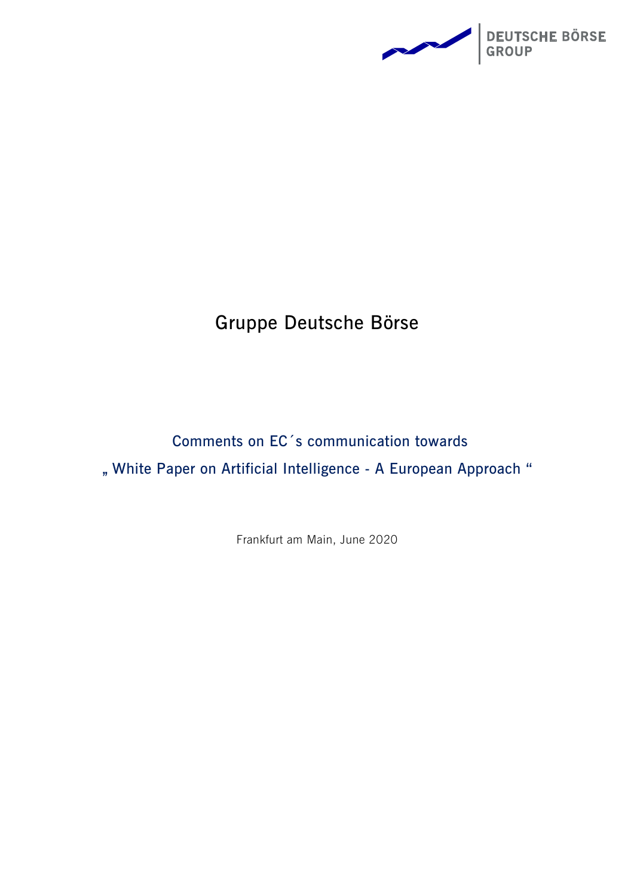# Gruppe Deutsche Börse

## Comments on EC´s communication towards „ White Paper on Artificial Intelligence - A European Approach "

Frankfurt am Main, June 2020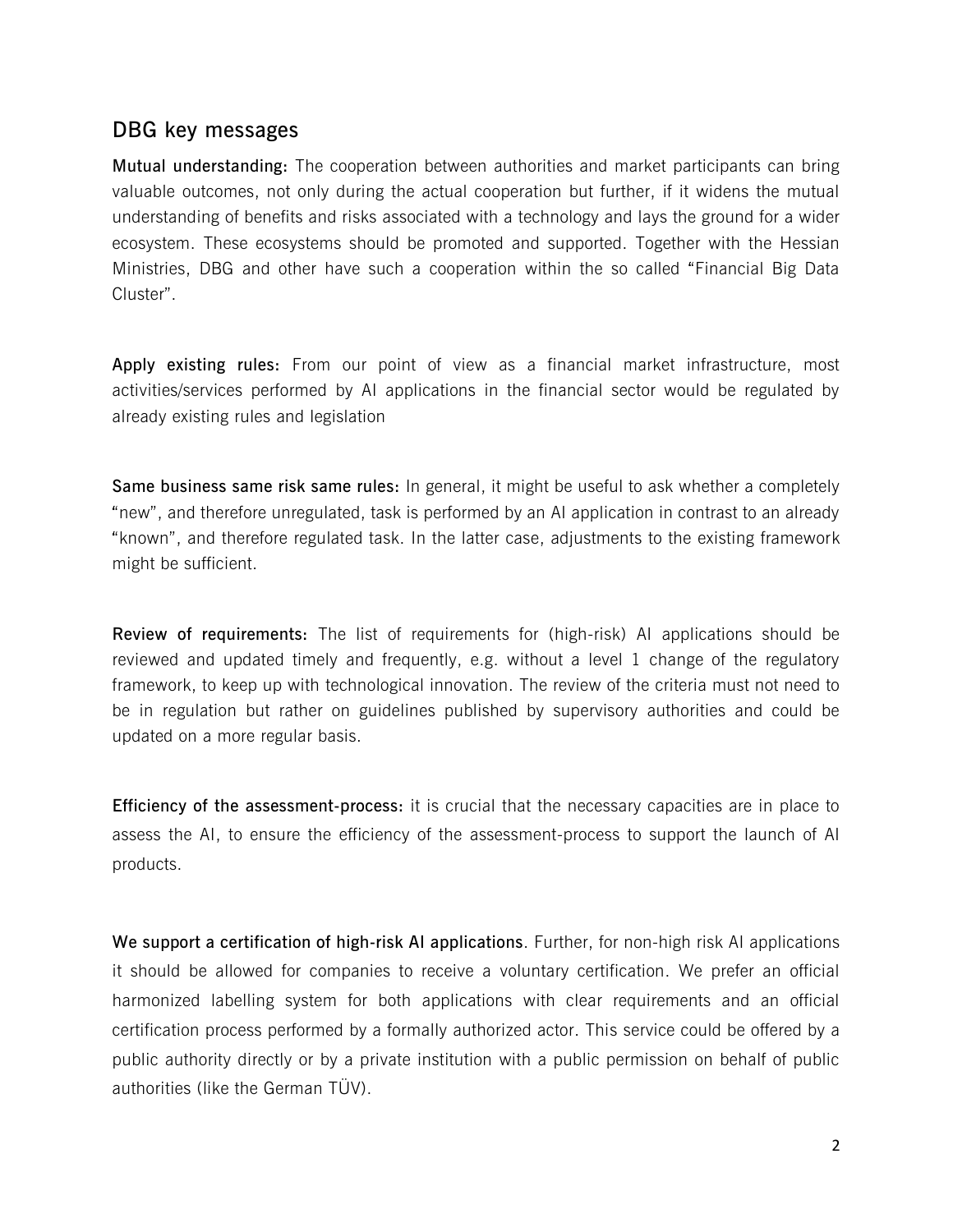## DBG key messages

**Mutual understanding:** The cooperation between authorities and market participants can bring valuable outcomes, not only during the actual cooperation but further, if it widens the mutual understanding of benefits and risks associated with a technology and lays the ground for a wider ecosystem. These ecosystems should be promoted and supported. Together with the Hessian Ministries, DBG and other have such a cooperation within the so called "Financial Big Data Cluster".

**Apply existing rules:** From our point of view as a financial market infrastructure, most activities/services performed by AI applications in the financial sector would be regulated by already existing rules and legislation

**Same business same risk same rules:** In general, it might be useful to ask whether a completely "new", and therefore unregulated, task is performed by an AI application in contrast to an already "known", and therefore regulated task. In the latter case, adjustments to the existing framework might be sufficient.

**Review of requirements:** The list of requirements for (high-risk) AI applications should be reviewed and updated timely and frequently, e.g. without a level 1 change of the regulatory framework, to keep up with technological innovation. The review of the criteria must not need to be in regulation but rather on guidelines published by supervisory authorities and could be updated on a more regular basis.

**Efficiency of the assessment-process:** it is crucial that the necessary capacities are in place to assess the AI, to ensure the efficiency of the assessment-process to support the launch of AI products.

**We support a certification of high-risk AI applications**. Further, for non-high risk AI applications it should be allowed for companies to receive a voluntary certification. We prefer an official harmonized labelling system for both applications with clear requirements and an official certification process performed by a formally authorized actor. This service could be offered by a public authority directly or by a private institution with a public permission on behalf of public authorities (like the German TÜV).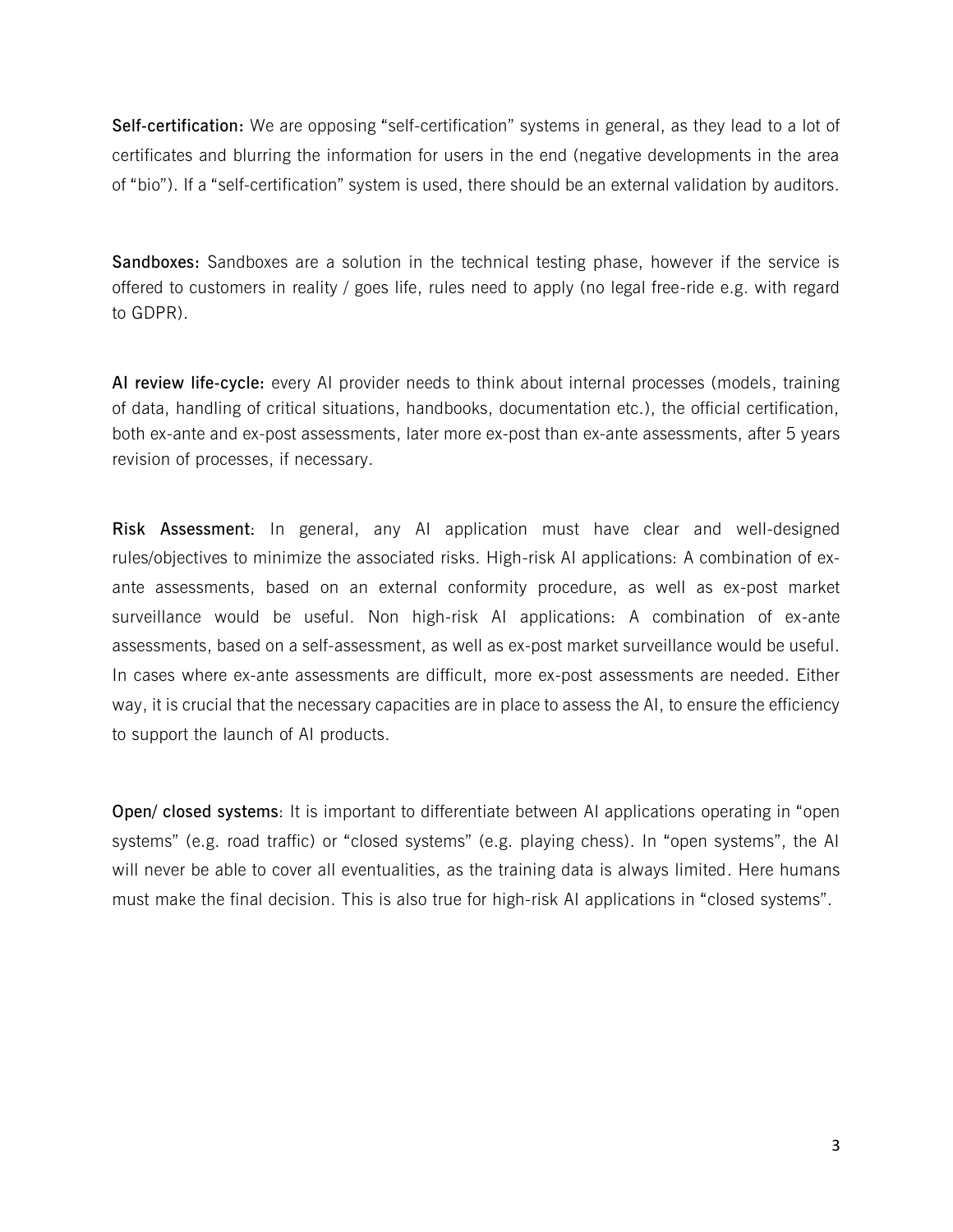**Self-certification:** We are opposing "self-certification" systems in general, as they lead to a lot of certificates and blurring the information for users in the end (negative developments in the area of "bio"). If a "self-certification" system is used, there should be an external validation by auditors.

**Sandboxes:** Sandboxes are a solution in the technical testing phase, however if the service is offered to customers in reality / goes life, rules need to apply (no legal free-ride e.g. with regard to GDPR).

**AI review life-cycle:** every AI provider needs to think about internal processes (models, training of data, handling of critical situations, handbooks, documentation etc.), the official certification, both ex-ante and ex-post assessments, later more ex-post than ex-ante assessments, after 5 years revision of processes, if necessary.

**Risk Assessment**: In general, any AI application must have clear and well-designed rules/objectives to minimize the associated risks. High-risk AI applications: A combination of ex-ante assessments, based on an external conformity procedure, as well as ex-post market surveillance would be useful. Non high-risk AI applications: A combination of ex-ante assessments, based on a self-assessment, as well as ex-post market surveillance would be useful. In cases where ex-ante assessments are difficult, more ex-post assessments are needed. Either way, it is crucial that the necessary capacities are in place to assess the AI, to ensure the efficiency to support the launch of AI products.

**Open/ closed systems**: It is important to differentiate between AI applications operating in "open systems" (e.g. road traffic) or "closed systems" (e.g. playing chess). In "open systems", the AI will never be able to cover all eventualities, as the training data is always limited. Here humans must make the final decision. This is also true for high-risk AI applications in "closed systems".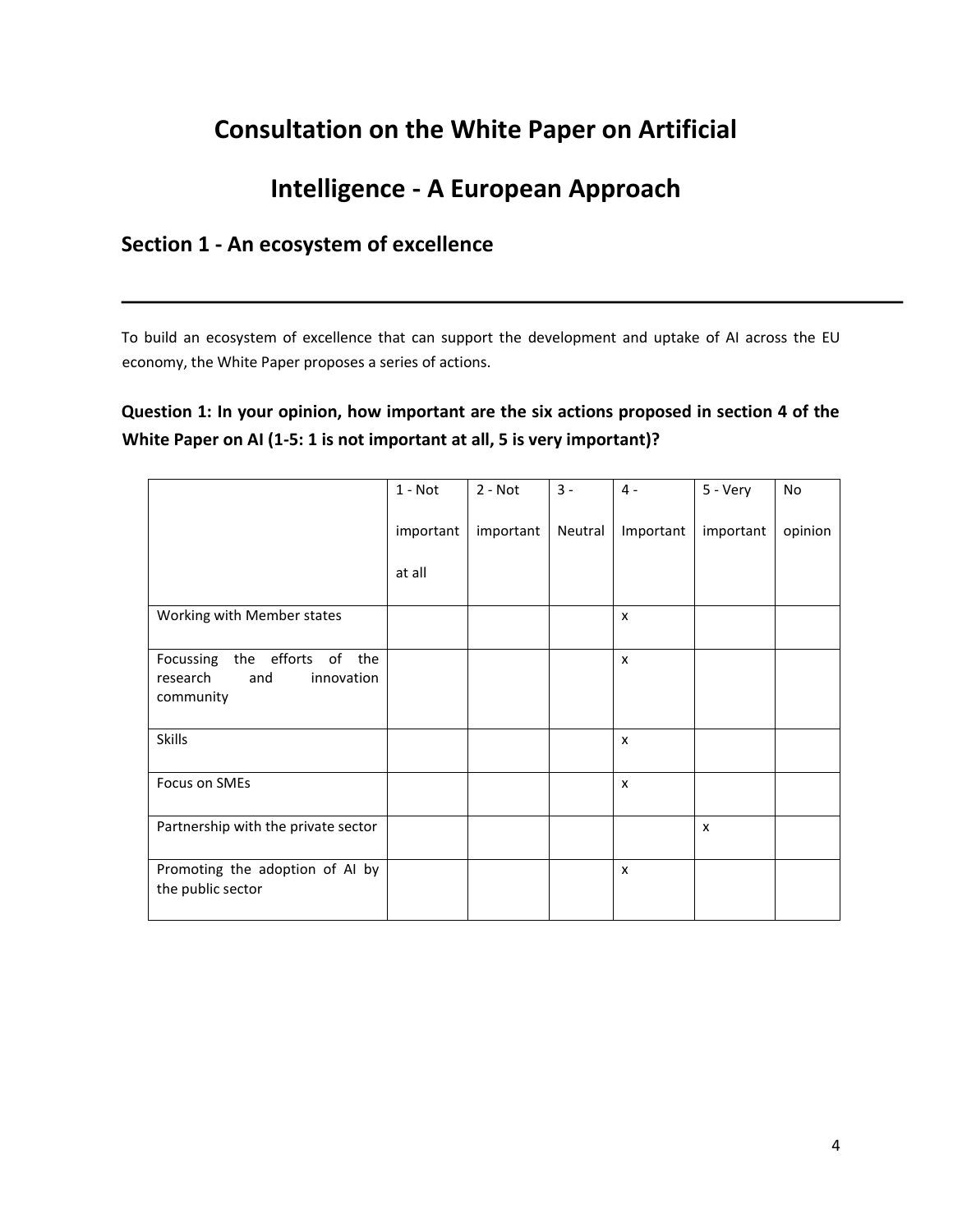# Consultation on the White Paper on Artificial Intelligence - A European Approach

## Section 1 - An ecosystem of excellence

---

To build an ecosystem of excellence that can support the development and uptake of AI across the EU economy, the White Paper proposes a series of actions.

### Question 1: In your opinion, how important are the six actions proposed in section 4 of the White Paper on AI (1-5: 1 is not important at all, 5 is very important)?

| | 1 - Not important at all | 2 - Not important | 3 - Neutral | 4 - Important | 5 - Very important | No opinion |
|---|---|---|---|---|---|---|
| Working with Member states | | | | x | | |
| Focussing the efforts of the research and innovation community | | | | x | | |
| Skills | | | | x | | |
| Focus on SMEs | | | | x | | |
| Partnership with the private sector | | | | | x | |
| Promoting the adoption of AI by the public sector | | | | x | | |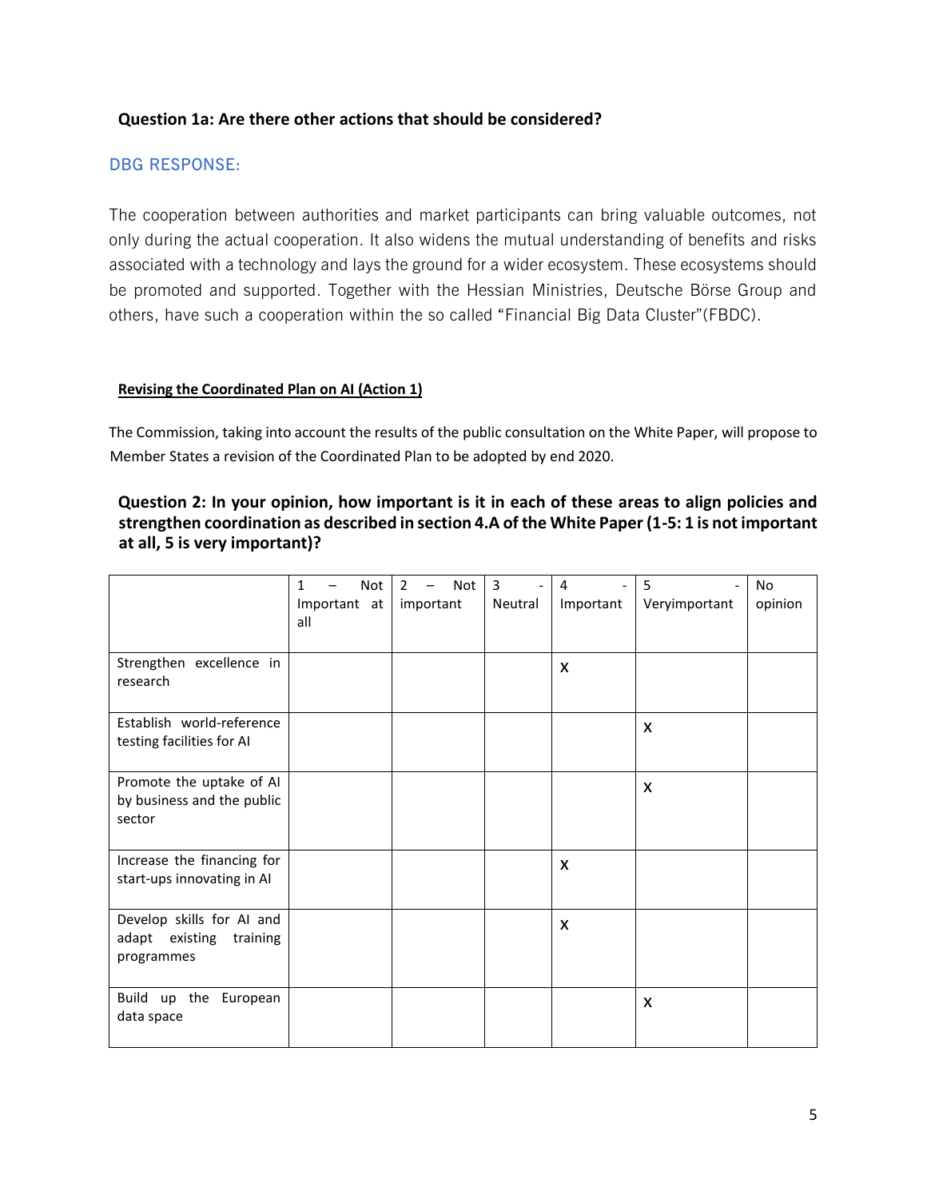**Question 1a: Are there other actions that should be considered?**

DBG RESPONSE:

The cooperation between authorities and market participants can bring valuable outcomes, not only during the actual cooperation. It also widens the mutual understanding of benefits and risks associated with a technology and lays the ground for a wider ecosystem. These ecosystems should be promoted and supported. Together with the Hessian Ministries, Deutsche Börse Group and others, have such a cooperation within the so called "Financial Big Data Cluster"(FBDC).

**Revising the Coordinated Plan on AI (Action 1)**

The Commission, taking into account the results of the public consultation on the White Paper, will propose to Member States a revision of the Coordinated Plan to be adopted by end 2020.

**Question 2: In your opinion, how important is it in each of these areas to align policies and strengthen coordination as described in section 4.A of the White Paper (1-5: 1 is not important at all, 5 is very important)?**

| | 1 – Not Important at all | 2 – Not important | 3 - Neutral | 4 - Important | 5 - Veryimportant | No opinion |
|---|---|---|---|---|---|---|
| Strengthen excellence in research | | | | x | | |
| Establish world-reference testing facilities for AI | | | | | x | |
| Promote the uptake of AI by business and the public sector | | | | | x | |
| Increase the financing for start-ups innovating in AI | | | | x | | |
| Develop skills for AI and adapt existing training programmes | | | | x | | |
| Build up the European data space | | | | | x | |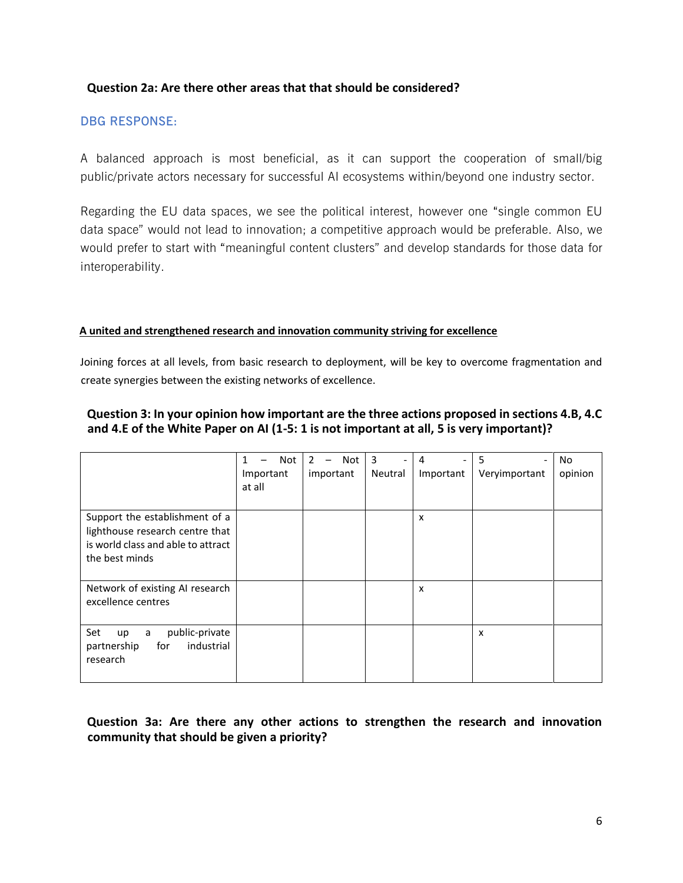### Question 2a: Are there other areas that that should be considered?

DBG RESPONSE:

A balanced approach is most beneficial, as it can support the cooperation of small/big public/private actors necessary for successful AI ecosystems within/beyond one industry sector.

Regarding the EU data spaces, we see the political interest, however one "single common EU data space" would not lead to innovation; a competitive approach would be preferable. Also, we would prefer to start with "meaningful content clusters" and develop standards for those data for interoperability.

**A united and strengthened research and innovation community striving for excellence**

Joining forces at all levels, from basic research to deployment, will be key to overcome fragmentation and create synergies between the existing networks of excellence.

### Question 3: In your opinion how important are the three actions proposed in sections 4.B, 4.C and 4.E of the White Paper on AI (1-5: 1 is not important at all, 5 is very important)?

| | 1 – Not Important at all | 2 – Not important | 3 - Neutral | 4 - Important | 5 - Veryimportant | No opinion |
|---|---|---|---|---|---|---|
| Support the establishment of a lighthouse research centre that is world class and able to attract the best minds | | | | x | | |
| Network of existing AI research excellence centres | | | | x | | |
| Set up a public-private partnership for industrial research | | | | | x | |

### Question 3a: Are there any other actions to strengthen the research and innovation community that should be given a priority?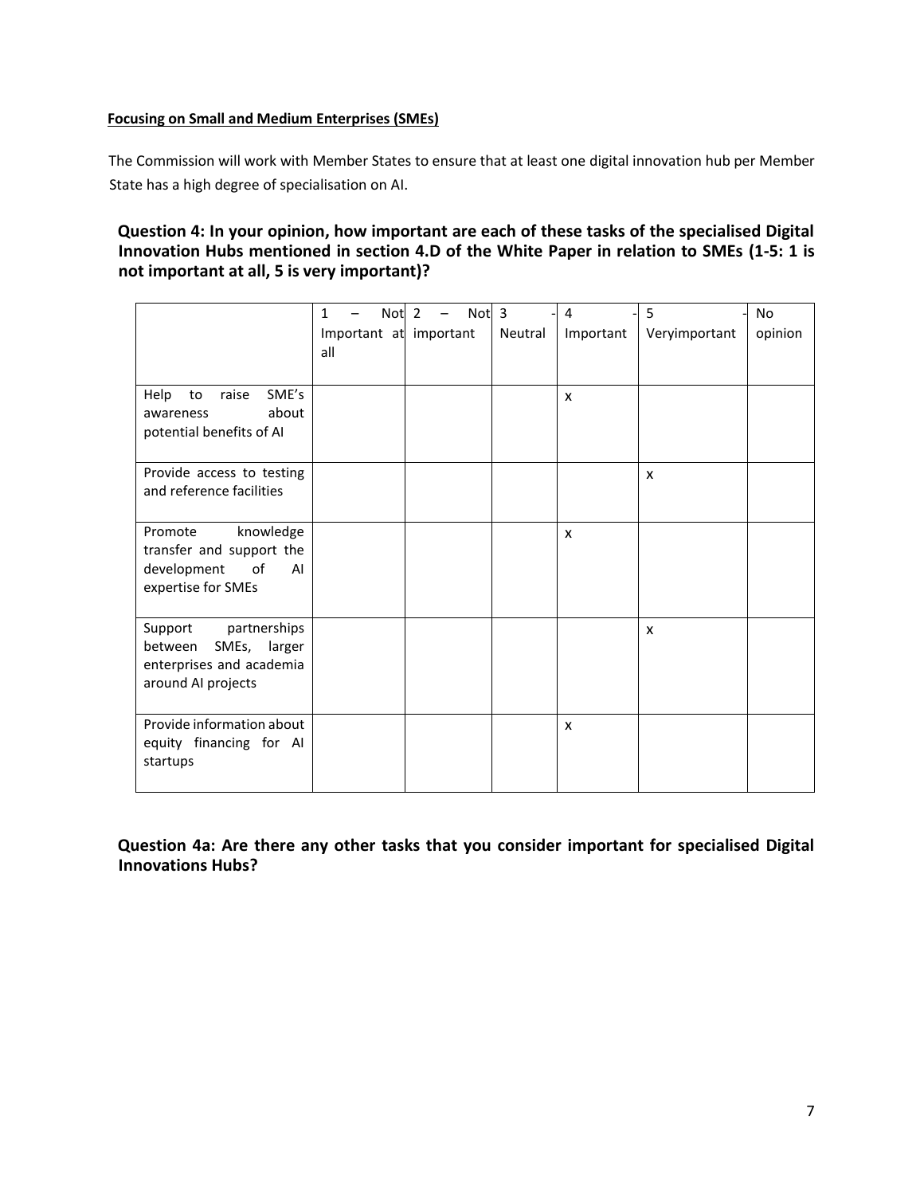**Focusing on Small and Medium Enterprises (SMEs)**

The Commission will work with Member States to ensure that at least one digital innovation hub per Member State has a high degree of specialisation on AI.

### Question 4: In your opinion, how important are each of these tasks of the specialised Digital Innovation Hubs mentioned in section 4.D of the White Paper in relation to SMEs (1-5: 1 is not important at all, 5 is very important)?

| | 1 – Not Important at all | 2 – Not important | 3 - Neutral | 4 - Important | 5 - Veryimportant | No opinion |
|---|---|---|---|---|---|---|
| Help to raise SME's awareness about potential benefits of AI | | | | x | | |
| Provide access to testing and reference facilities | | | | | x | |
| Promote knowledge transfer and support the development of AI expertise for SMEs | | | | x | | |
| Support partnerships between SMEs, larger enterprises and academia around AI projects | | | | | x | |
| Provide information about equity financing for AI startups | | | | x | | |

### Question 4a: Are there any other tasks that you consider important for specialised Digital Innovations Hubs?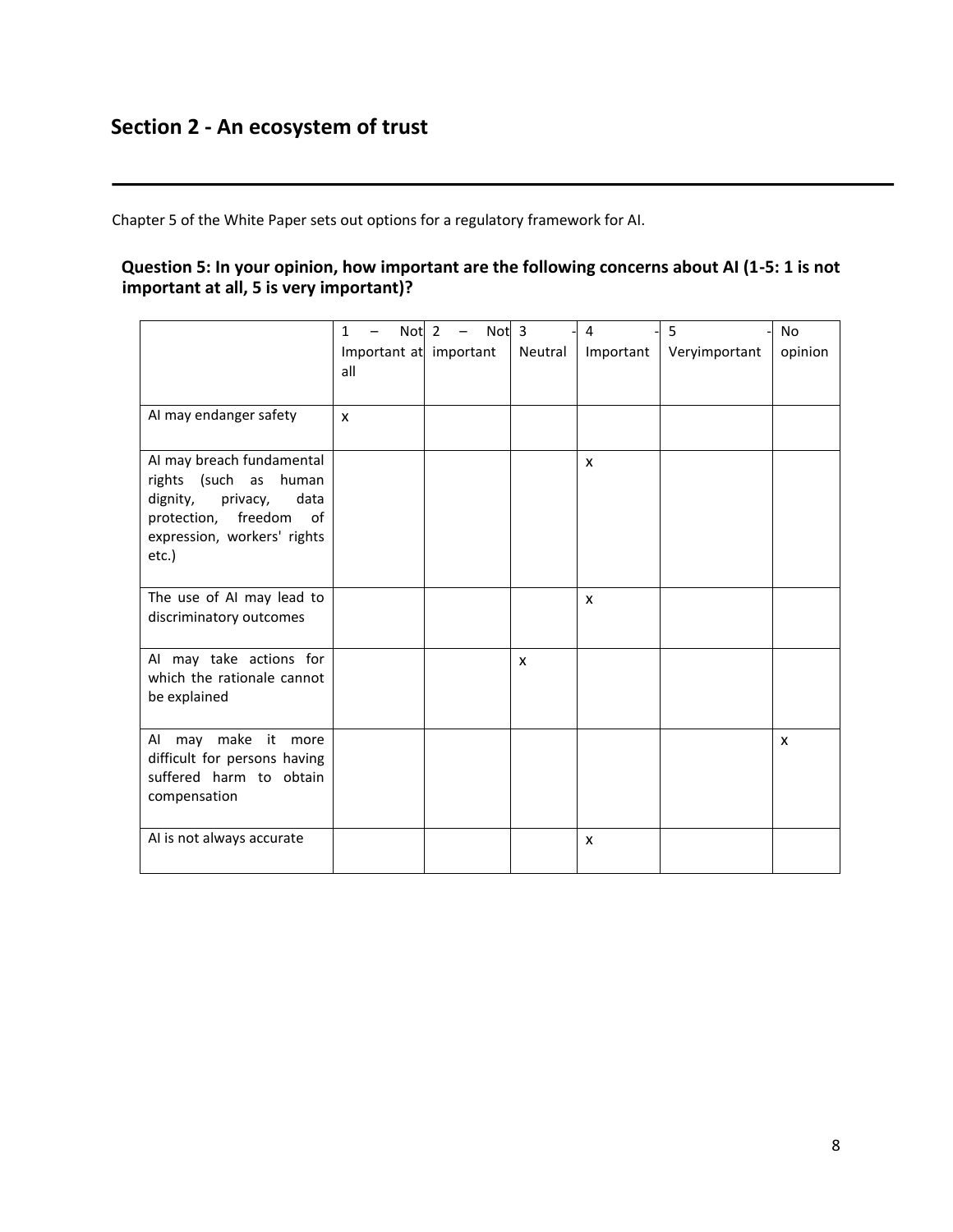## Section 2 - An ecosystem of trust

Chapter 5 of the White Paper sets out options for a regulatory framework for AI.

**Question 5: In your opinion, how important are the following concerns about AI (1-5: 1 is not important at all, 5 is very important)?**

| | 1 – Not Important at all | 2 – Not important | 3 - Neutral | 4 - Important | 5 - Veryimportant | No opinion |
|---|---|---|---|---|---|---|
| AI may endanger safety | x | | | | | |
| AI may breach fundamental rights (such as human dignity, privacy, data protection, freedom of expression, workers' rights etc.) | | | | x | | |
| The use of AI may lead to discriminatory outcomes | | | | x | | |
| AI may take actions for which the rationale cannot be explained | | | x | | | |
| AI may make it more difficult for persons having suffered harm to obtain compensation | | | | | | x |
| AI is not always accurate | | | | x | | |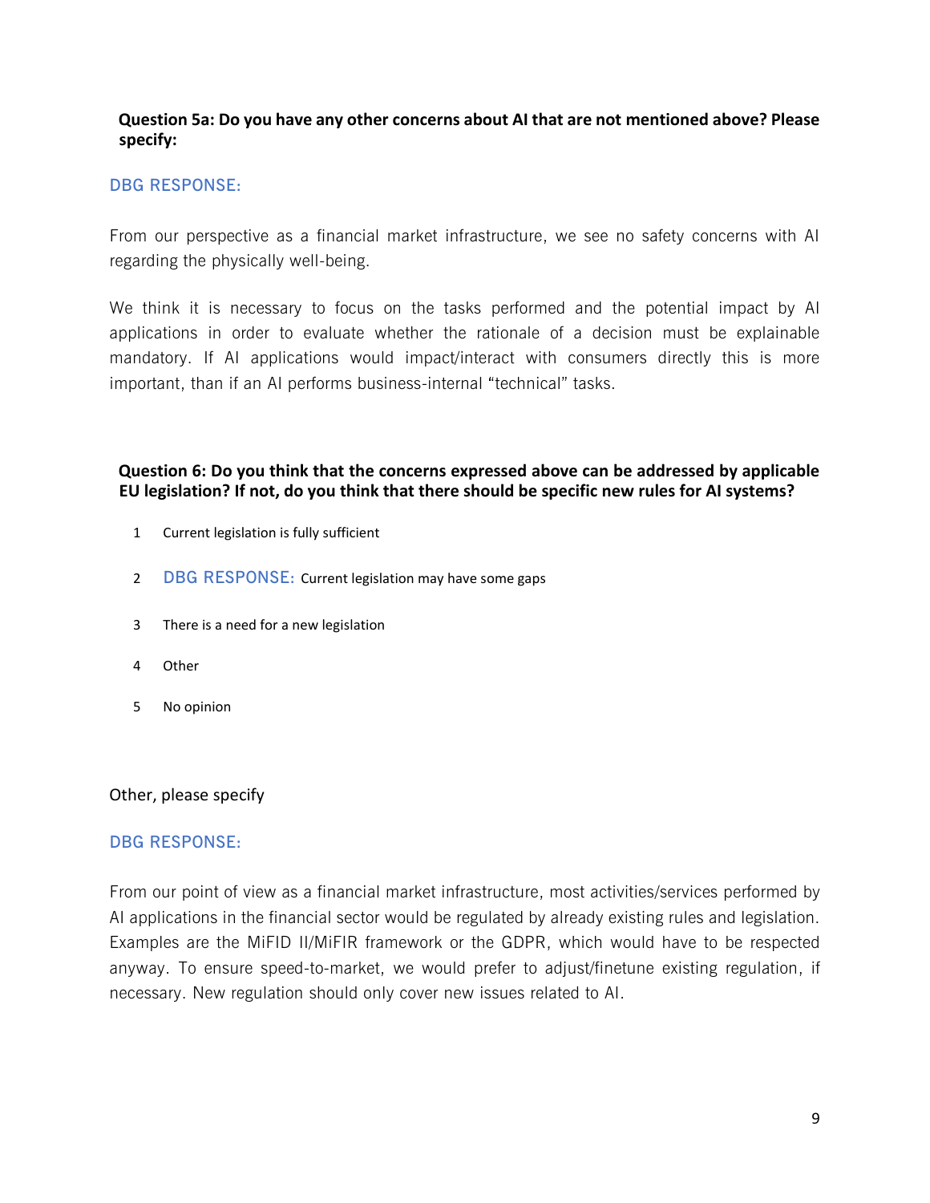**Question 5a: Do you have any other concerns about AI that are not mentioned above? Please specify:**

DBG RESPONSE:

From our perspective as a financial market infrastructure, we see no safety concerns with AI regarding the physically well-being.

We think it is necessary to focus on the tasks performed and the potential impact by AI applications in order to evaluate whether the rationale of a decision must be explainable mandatory. If AI applications would impact/interact with consumers directly this is more important, than if an AI performs business-internal "technical" tasks.

**Question 6: Do you think that the concerns expressed above can be addressed by applicable EU legislation? If not, do you think that there should be specific new rules for AI systems?**

1. Current legislation is fully sufficient
2. DBG RESPONSE: Current legislation may have some gaps
3. There is a need for a new legislation
4. Other
5. No opinion

Other, please specify

DBG RESPONSE:

From our point of view as a financial market infrastructure, most activities/services performed by AI applications in the financial sector would be regulated by already existing rules and legislation. Examples are the MiFID II/MiFIR framework or the GDPR, which would have to be respected anyway. To ensure speed-to-market, we would prefer to adjust/finetune existing regulation, if necessary. New regulation should only cover new issues related to AI.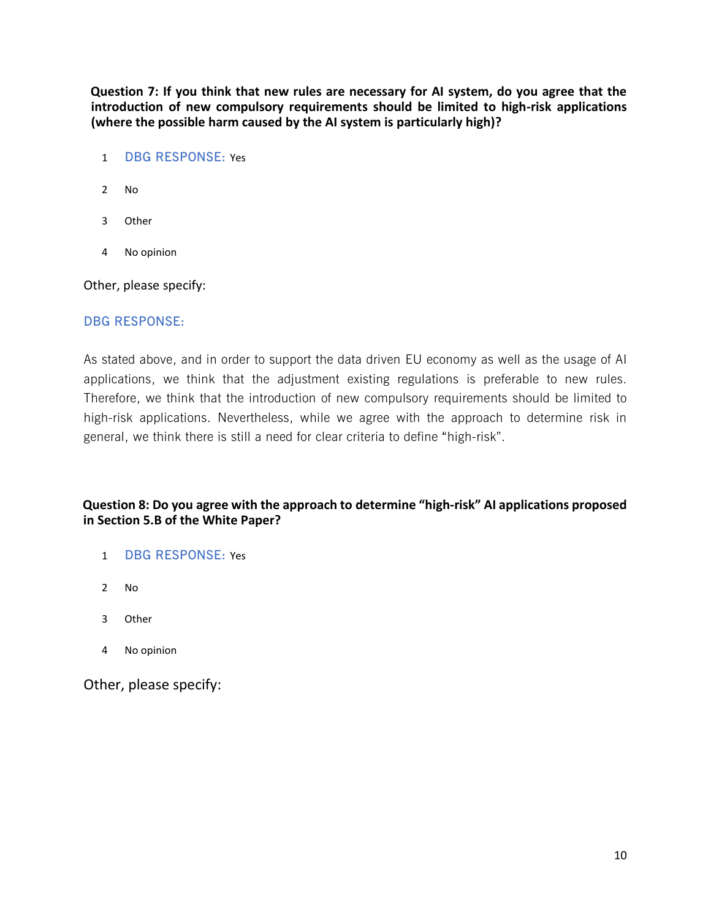**Question 7: If you think that new rules are necessary for AI system, do you agree that the introduction of new compulsory requirements should be limited to high-risk applications (where the possible harm caused by the AI system is particularly high)?**

1. DBG RESPONSE: Yes
2. No
3. Other
4. No opinion

Other, please specify:

DBG RESPONSE:

As stated above, and in order to support the data driven EU economy as well as the usage of AI applications, we think that the adjustment existing regulations is preferable to new rules. Therefore, we think that the introduction of new compulsory requirements should be limited to high-risk applications. Nevertheless, while we agree with the approach to determine risk in general, we think there is still a need for clear criteria to define "high-risk".

**Question 8: Do you agree with the approach to determine "high-risk" AI applications proposed in Section 5.B of the White Paper?**

1. DBG RESPONSE: Yes
2. No
3. Other
4. No opinion

Other, please specify: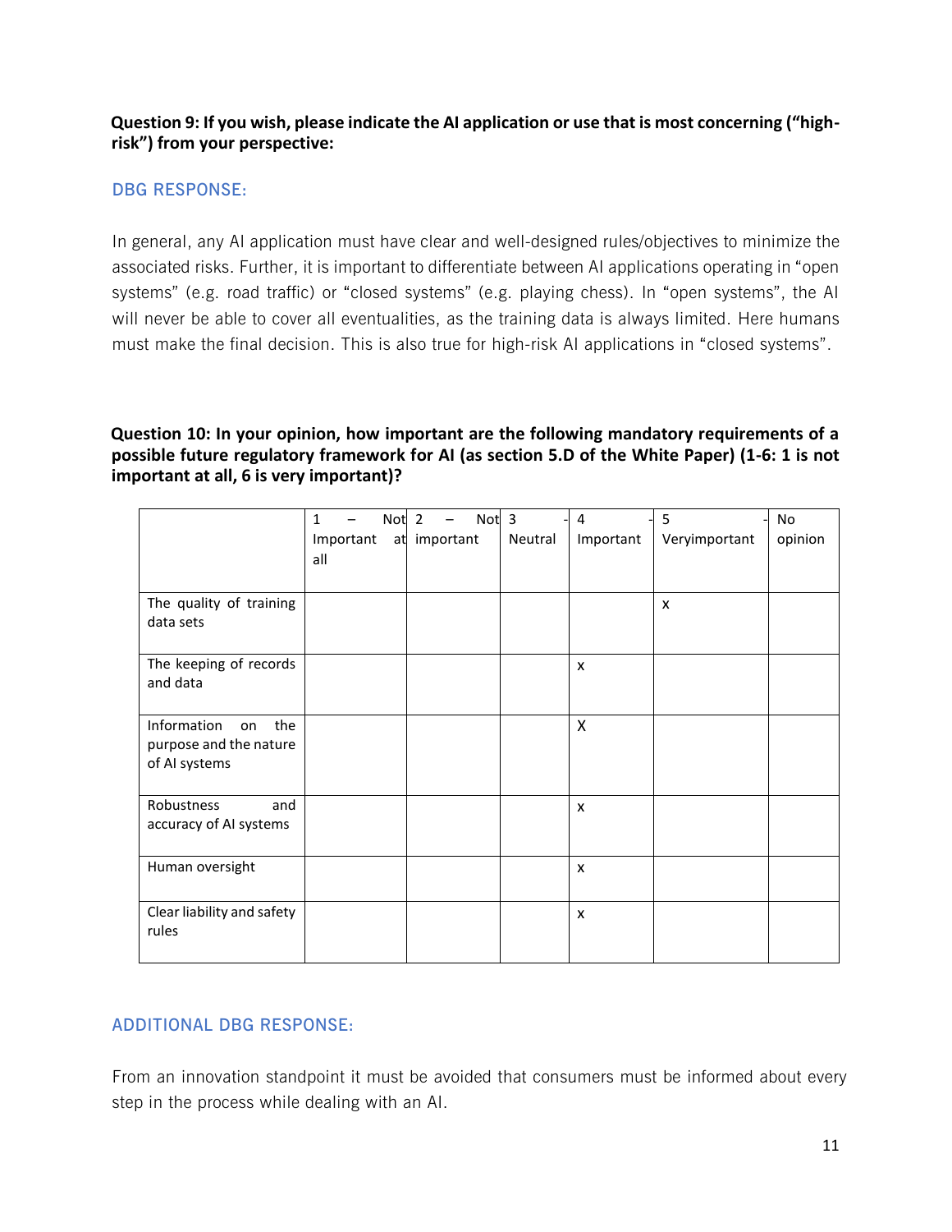**Question 9: If you wish, please indicate the AI application or use that is most concerning ("high-risk") from your perspective:**

DBG RESPONSE:

In general, any AI application must have clear and well-designed rules/objectives to minimize the associated risks. Further, it is important to differentiate between AI applications operating in "open systems" (e.g. road traffic) or "closed systems" (e.g. playing chess). In "open systems", the AI will never be able to cover all eventualities, as the training data is always limited. Here humans must make the final decision. This is also true for high-risk AI applications in "closed systems".

**Question 10: In your opinion, how important are the following mandatory requirements of a possible future regulatory framework for AI (as section 5.D of the White Paper) (1-6: 1 is not important at all, 6 is very important)?**

| | 1 – Not Important at all | 2 – Not important | 3 - Neutral | 4 - Important | 5 - Veryimportant | No opinion |
|---|---|---|---|---|---|---|
| The quality of training data sets | | | | | x | |
| The keeping of records and data | | | | x | | |
| Information on the purpose and the nature of AI systems | | | | X | | |
| Robustness and accuracy of AI systems | | | | x | | |
| Human oversight | | | | x | | |
| Clear liability and safety rules | | | | x | | |

ADDITIONAL DBG RESPONSE:

From an innovation standpoint it must be avoided that consumers must be informed about every step in the process while dealing with an AI.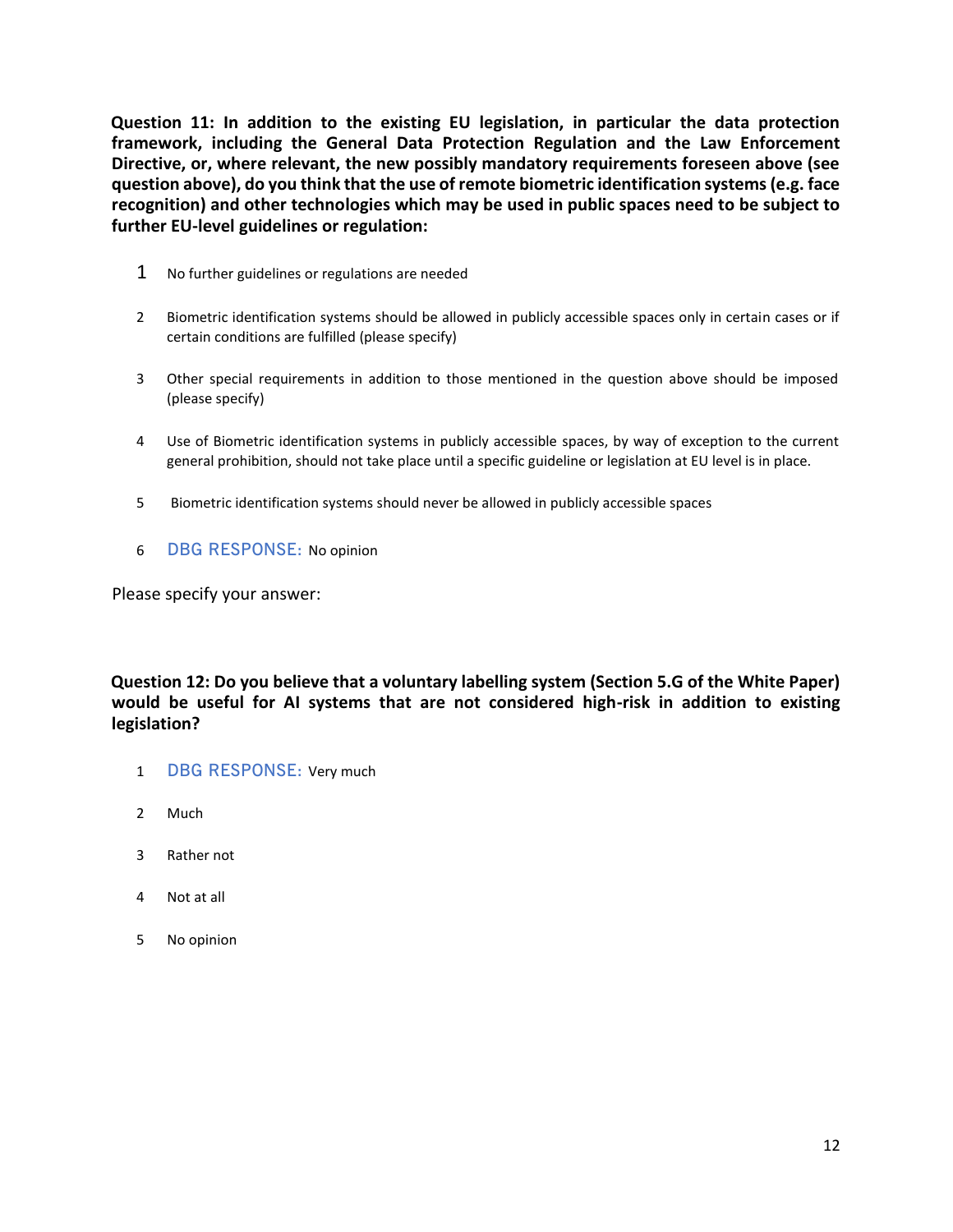**Question 11: In addition to the existing EU legislation, in particular the data protection framework, including the General Data Protection Regulation and the Law Enforcement Directive, or, where relevant, the new possibly mandatory requirements foreseen above (see question above), do you think that the use of remote biometric identification systems (e.g. face recognition) and other technologies which may be used in public spaces need to be subject to further EU-level guidelines or regulation:**

1. No further guidelines or regulations are needed
2. Biometric identification systems should be allowed in publicly accessible spaces only in certain cases or if certain conditions are fulfilled (please specify)
3. Other special requirements in addition to those mentioned in the question above should be imposed (please specify)
4. Use of Biometric identification systems in publicly accessible spaces, by way of exception to the current general prohibition, should not take place until a specific guideline or legislation at EU level is in place.
5. Biometric identification systems should never be allowed in publicly accessible spaces
6. DBG RESPONSE: No opinion

Please specify your answer:

**Question 12: Do you believe that a voluntary labelling system (Section 5.G of the White Paper) would be useful for AI systems that are not considered high-risk in addition to existing legislation?**

1. DBG RESPONSE: Very much
2. Much
3. Rather not
4. Not at all
5. No opinion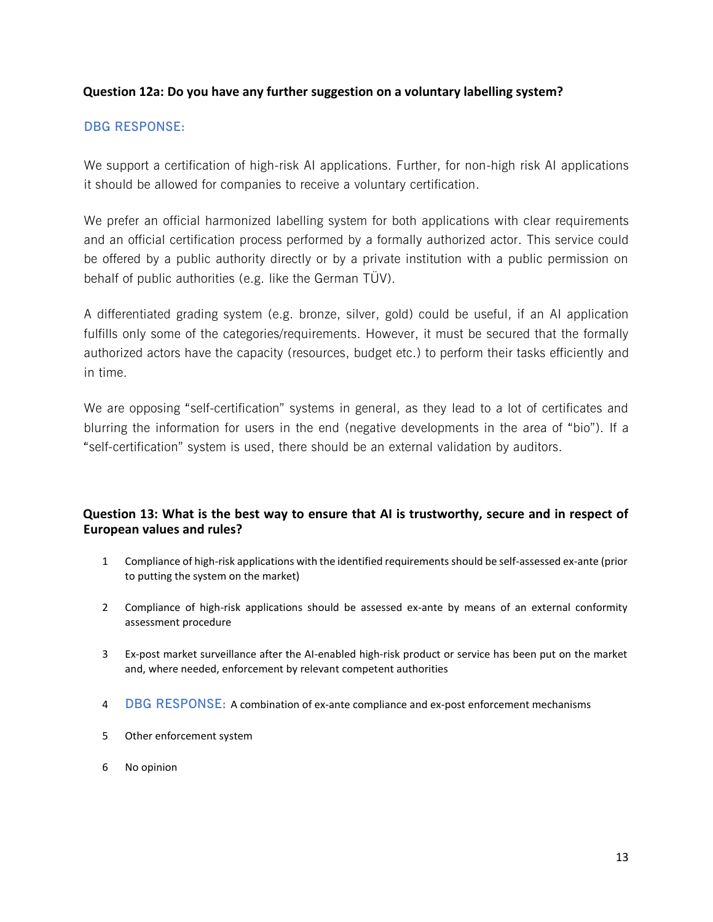**Question 12a: Do you have any further suggestion on a voluntary labelling system?**

DBG RESPONSE:

We support a certification of high-risk AI applications. Further, for non-high risk AI applications it should be allowed for companies to receive a voluntary certification.

We prefer an official harmonized labelling system for both applications with clear requirements and an official certification process performed by a formally authorized actor. This service could be offered by a public authority directly or by a private institution with a public permission on behalf of public authorities (e.g. like the German TÜV).

A differentiated grading system (e.g. bronze, silver, gold) could be useful, if an AI application fulfills only some of the categories/requirements. However, it must be secured that the formally authorized actors have the capacity (resources, budget etc.) to perform their tasks efficiently and in time.

We are opposing "self-certification" systems in general, as they lead to a lot of certificates and blurring the information for users in the end (negative developments in the area of "bio"). If a "self-certification" system is used, there should be an external validation by auditors.

**Question 13: What is the best way to ensure that AI is trustworthy, secure and in respect of European values and rules?**

1. Compliance of high-risk applications with the identified requirements should be self-assessed ex-ante (prior to putting the system on the market)
2. Compliance of high-risk applications should be assessed ex-ante by means of an external conformity assessment procedure
3. Ex-post market surveillance after the AI-enabled high-risk product or service has been put on the market and, where needed, enforcement by relevant competent authorities
4. DBG RESPONSE: A combination of ex-ante compliance and ex-post enforcement mechanisms
5. Other enforcement system
6. No opinion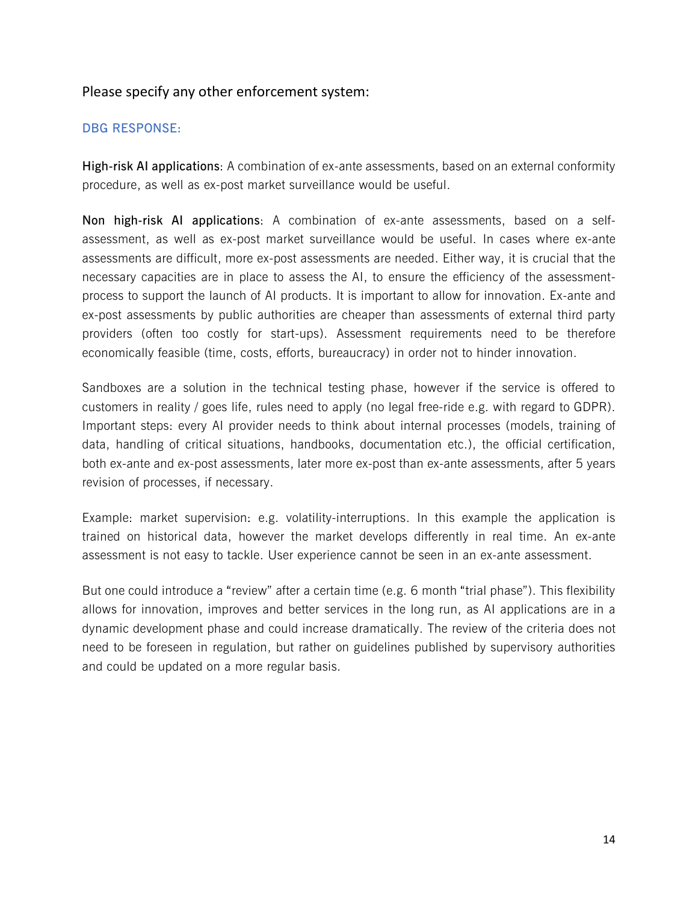Please specify any other enforcement system:

DBG RESPONSE:

**High-risk AI applications**: A combination of ex-ante assessments, based on an external conformity procedure, as well as ex-post market surveillance would be useful.

**Non high-risk AI applications**: A combination of ex-ante assessments, based on a self-assessment, as well as ex-post market surveillance would be useful. In cases where ex-ante assessments are difficult, more ex-post assessments are needed. Either way, it is crucial that the necessary capacities are in place to assess the AI, to ensure the efficiency of the assessment-process to support the launch of AI products. It is important to allow for innovation. Ex-ante and ex-post assessments by public authorities are cheaper than assessments of external third party providers (often too costly for start-ups). Assessment requirements need to be therefore economically feasible (time, costs, efforts, bureaucracy) in order not to hinder innovation.

Sandboxes are a solution in the technical testing phase, however if the service is offered to customers in reality / goes life, rules need to apply (no legal free-ride e.g. with regard to GDPR). Important steps: every AI provider needs to think about internal processes (models, training of data, handling of critical situations, handbooks, documentation etc.), the official certification, both ex-ante and ex-post assessments, later more ex-post than ex-ante assessments, after 5 years revision of processes, if necessary.

Example: market supervision: e.g. volatility-interruptions. In this example the application is trained on historical data, however the market develops differently in real time. An ex-ante assessment is not easy to tackle. User experience cannot be seen in an ex-ante assessment.

But one could introduce a “review” after a certain time (e.g. 6 month “trial phase”). This flexibility allows for innovation, improves and better services in the long run, as AI applications are in a dynamic development phase and could increase dramatically. The review of the criteria does not need to be foreseen in regulation, but rather on guidelines published by supervisory authorities and could be updated on a more regular basis.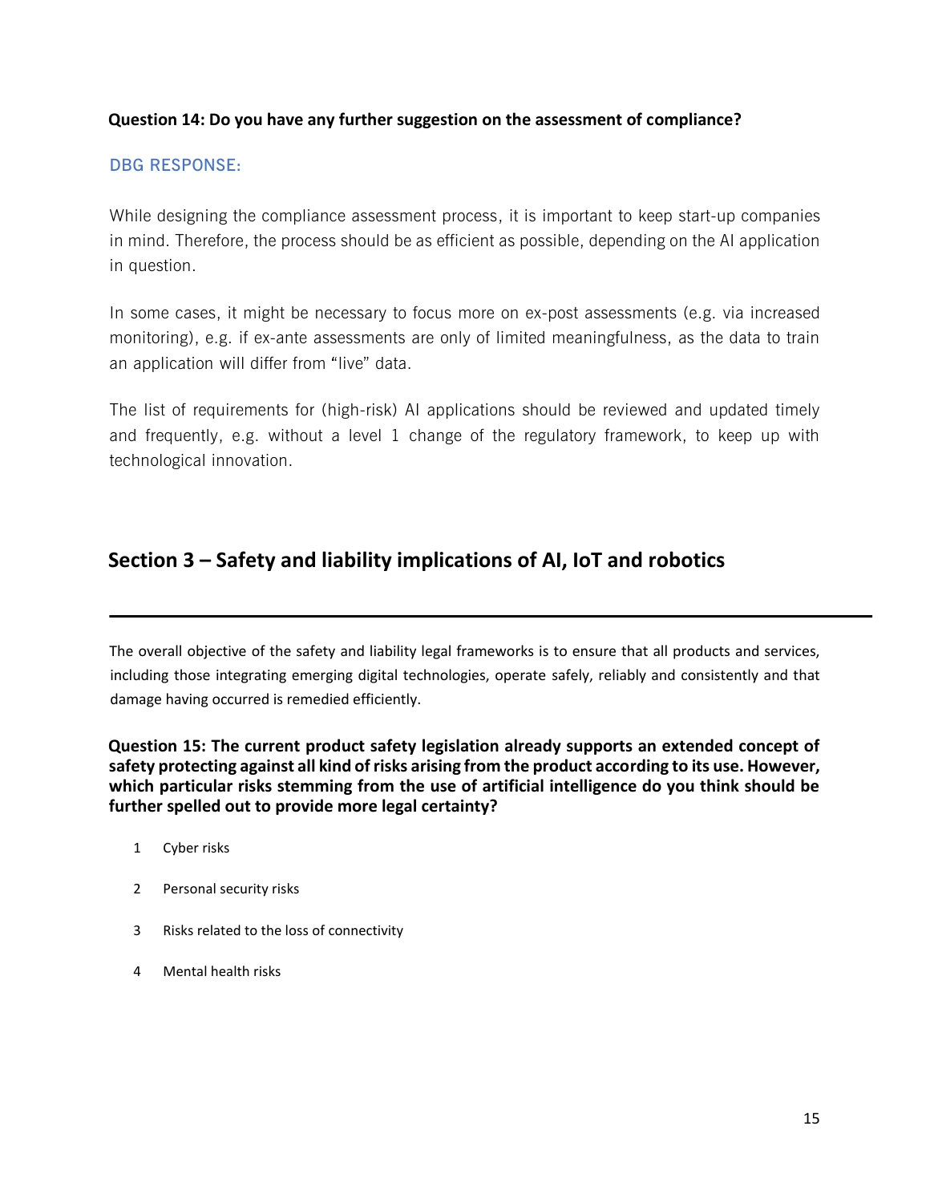**Question 14: Do you have any further suggestion on the assessment of compliance?**

DBG RESPONSE:

While designing the compliance assessment process, it is important to keep start-up companies in mind. Therefore, the process should be as efficient as possible, depending on the AI application in question.

In some cases, it might be necessary to focus more on ex-post assessments (e.g. via increased monitoring), e.g. if ex-ante assessments are only of limited meaningfulness, as the data to train an application will differ from "live" data.

The list of requirements for (high-risk) AI applications should be reviewed and updated timely and frequently, e.g. without a level 1 change of the regulatory framework, to keep up with technological innovation.

## Section 3 – Safety and liability implications of AI, IoT and robotics

---

The overall objective of the safety and liability legal frameworks is to ensure that all products and services, including those integrating emerging digital technologies, operate safely, reliably and consistently and that damage having occurred is remedied efficiently.

**Question 15: The current product safety legislation already supports an extended concept of safety protecting against all kind of risks arising from the product according to its use. However, which particular risks stemming from the use of artificial intelligence do you think should be further spelled out to provide more legal certainty?**

1. Cyber risks
2. Personal security risks
3. Risks related to the loss of connectivity
4. Mental health risks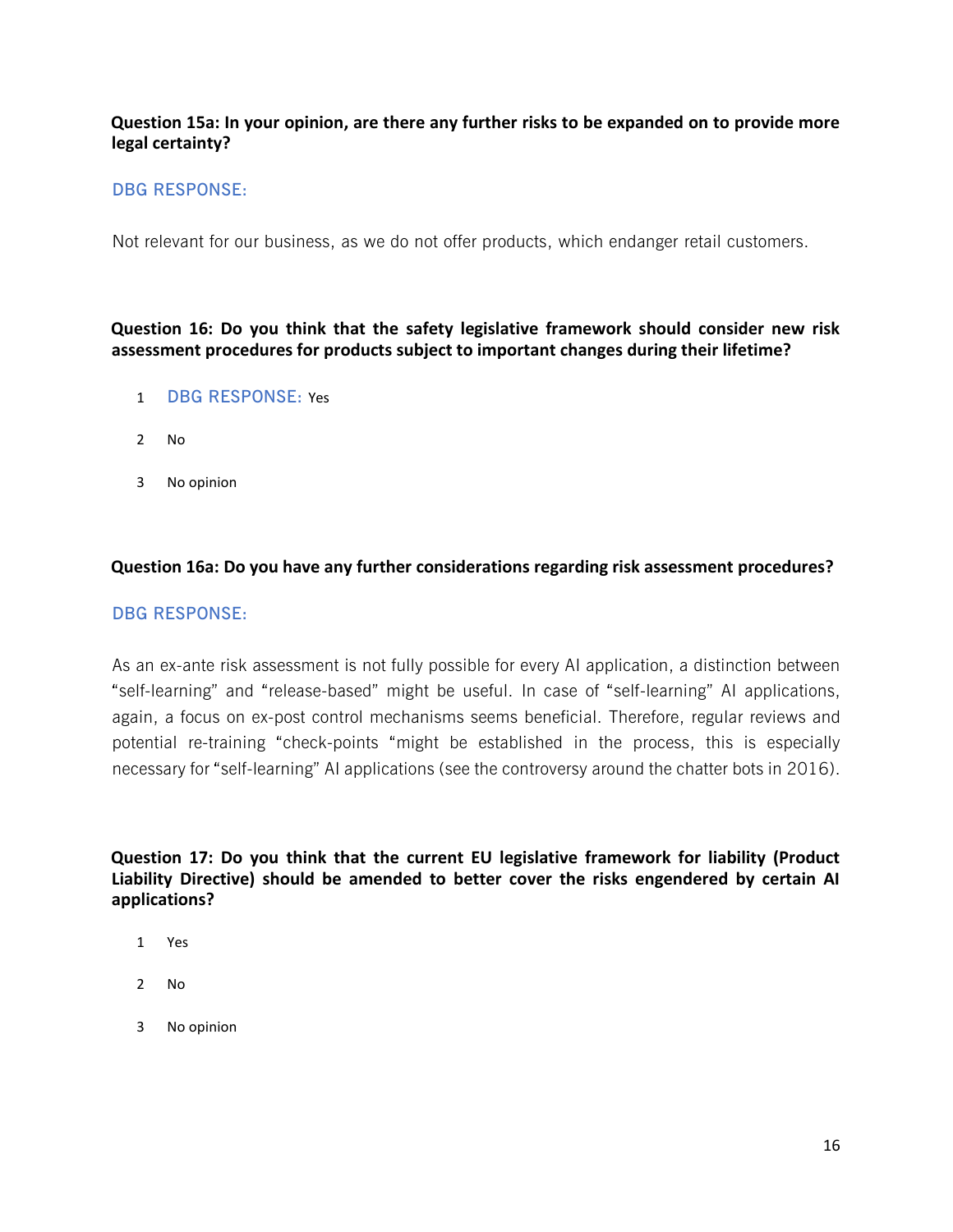**Question 15a: In your opinion, are there any further risks to be expanded on to provide more legal certainty?**

DBG RESPONSE:

Not relevant for our business, as we do not offer products, which endanger retail customers.

**Question 16: Do you think that the safety legislative framework should consider new risk assessment procedures for products subject to important changes during their lifetime?**

1 DBG RESPONSE: Yes

2 No

3 No opinion

**Question 16a: Do you have any further considerations regarding risk assessment procedures?**

DBG RESPONSE:

As an ex-ante risk assessment is not fully possible for every AI application, a distinction between "self-learning" and "release-based" might be useful. In case of "self-learning" AI applications, again, a focus on ex-post control mechanisms seems beneficial. Therefore, regular reviews and potential re-training "check-points "might be established in the process, this is especially necessary for "self-learning" AI applications (see the controversy around the chatter bots in 2016).

**Question 17: Do you think that the current EU legislative framework for liability (Product Liability Directive) should be amended to better cover the risks engendered by certain AI applications?**

1 Yes

2 No

3 No opinion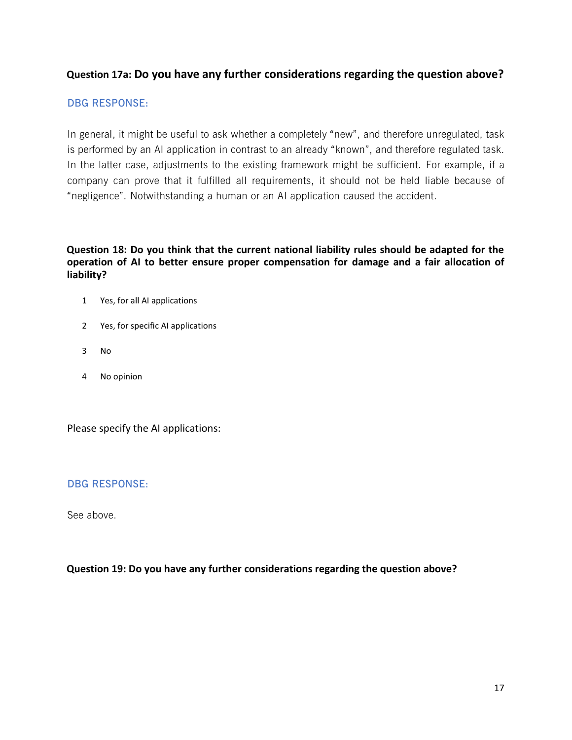### **Question 17a: Do you have any further considerations regarding the question above?**

DBG RESPONSE:

In general, it might be useful to ask whether a completely "new", and therefore unregulated, task is performed by an AI application in contrast to an already "known", and therefore regulated task. In the latter case, adjustments to the existing framework might be sufficient. For example, if a company can prove that it fulfilled all requirements, it should not be held liable because of "negligence". Notwithstanding a human or an AI application caused the accident.

### **Question 18: Do you think that the current national liability rules should be adapted for the operation of AI to better ensure proper compensation for damage and a fair allocation of liability?**

1 Yes, for all AI applications

2 Yes, for specific AI applications

3 No

4 No opinion

Please specify the AI applications:

DBG RESPONSE:

See above.

### **Question 19: Do you have any further considerations regarding the question above?**